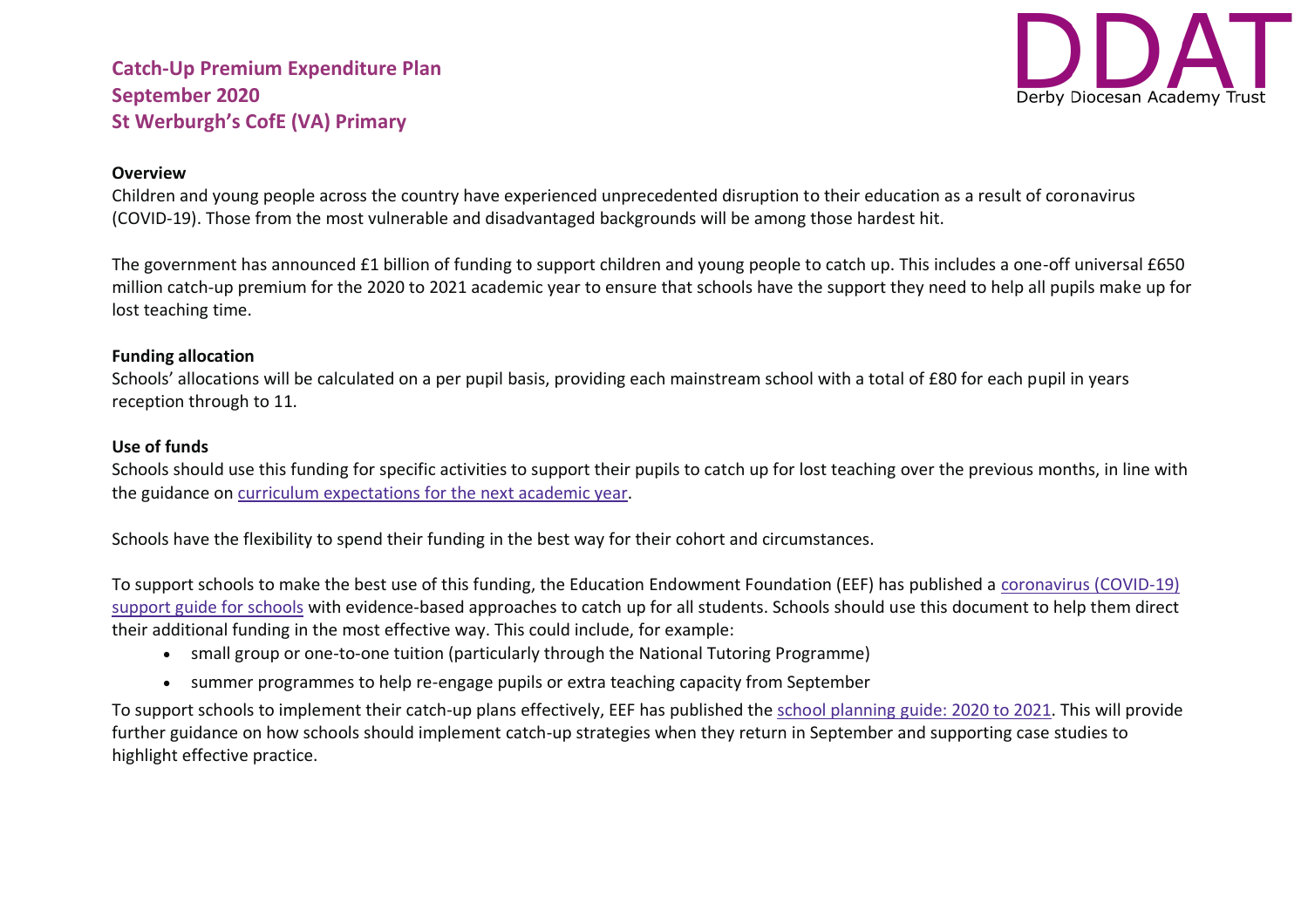# Catch-Up Premium Expenditure Plan
# September 2020
# St Werburgh's CofE (VA) Primary

DDAT
Derby Diocesan Academy Trust

**Overview**

Children and young people across the country have experienced unprecedented disruption to their education as a result of coronavirus (COVID-19). Those from the most vulnerable and disadvantaged backgrounds will be among those hardest hit.

The government has announced £1 billion of funding to support children and young people to catch up. This includes a one-off universal £650 million catch-up premium for the 2020 to 2021 academic year to ensure that schools have the support they need to help all pupils make up for lost teaching time.

**Funding allocation**

Schools' allocations will be calculated on a per pupil basis, providing each mainstream school with a total of £80 for each pupil in years reception through to 11.

**Use of funds**

Schools should use this funding for specific activities to support their pupils to catch up for lost teaching over the previous months, in line with the guidance on [curriculum expectations for the next academic year](#).

Schools have the flexibility to spend their funding in the best way for their cohort and circumstances.

To support schools to make the best use of this funding, the Education Endowment Foundation (EEF) has published a [coronavirus (COVID-19) support guide for schools](#) with evidence-based approaches to catch up for all students. Schools should use this document to help them direct their additional funding in the most effective way. This could include, for example:

- small group or one-to-one tuition (particularly through the National Tutoring Programme)
- summer programmes to help re-engage pupils or extra teaching capacity from September

To support schools to implement their catch-up plans effectively, EEF has published the [school planning guide: 2020 to 2021](#). This will provide further guidance on how schools should implement catch-up strategies when they return in September and supporting case studies to highlight effective practice.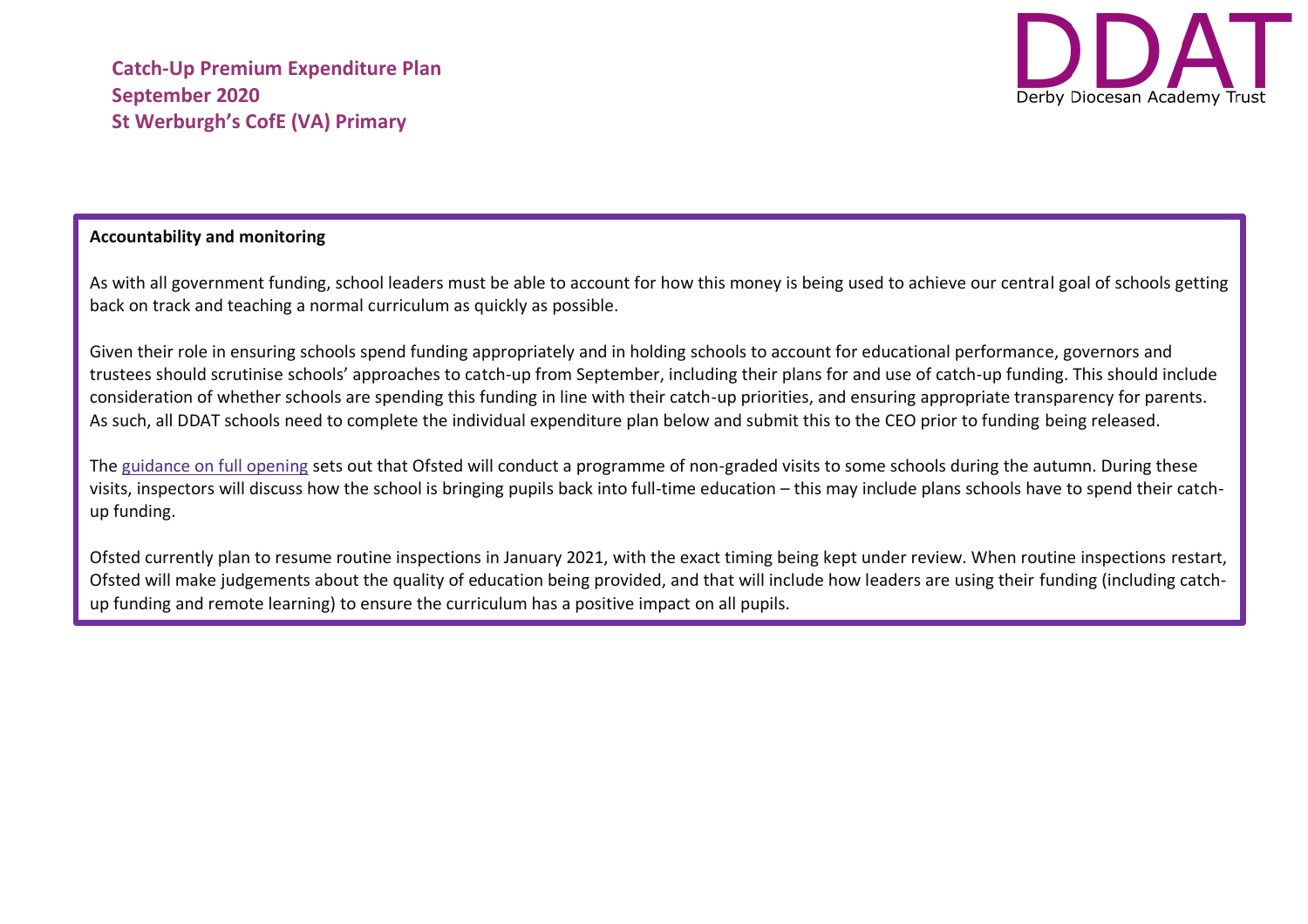**Catch-Up Premium Expenditure Plan**
**September 2020**
**St Werburgh's CofE (VA) Primary**

DDAT
Derby Diocesan Academy Trust

**Accountability and monitoring**

As with all government funding, school leaders must be able to account for how this money is being used to achieve our central goal of schools getting back on track and teaching a normal curriculum as quickly as possible.

Given their role in ensuring schools spend funding appropriately and in holding schools to account for educational performance, governors and trustees should scrutinise schools' approaches to catch-up from September, including their plans for and use of catch-up funding. This should include consideration of whether schools are spending this funding in line with their catch-up priorities, and ensuring appropriate transparency for parents. As such, all DDAT schools need to complete the individual expenditure plan below and submit this to the CEO prior to funding being released.

The guidance on full opening sets out that Ofsted will conduct a programme of non-graded visits to some schools during the autumn. During these visits, inspectors will discuss how the school is bringing pupils back into full-time education – this may include plans schools have to spend their catch-up funding.

Ofsted currently plan to resume routine inspections in January 2021, with the exact timing being kept under review. When routine inspections restart, Ofsted will make judgements about the quality of education being provided, and that will include how leaders are using their funding (including catch-up funding and remote learning) to ensure the curriculum has a positive impact on all pupils.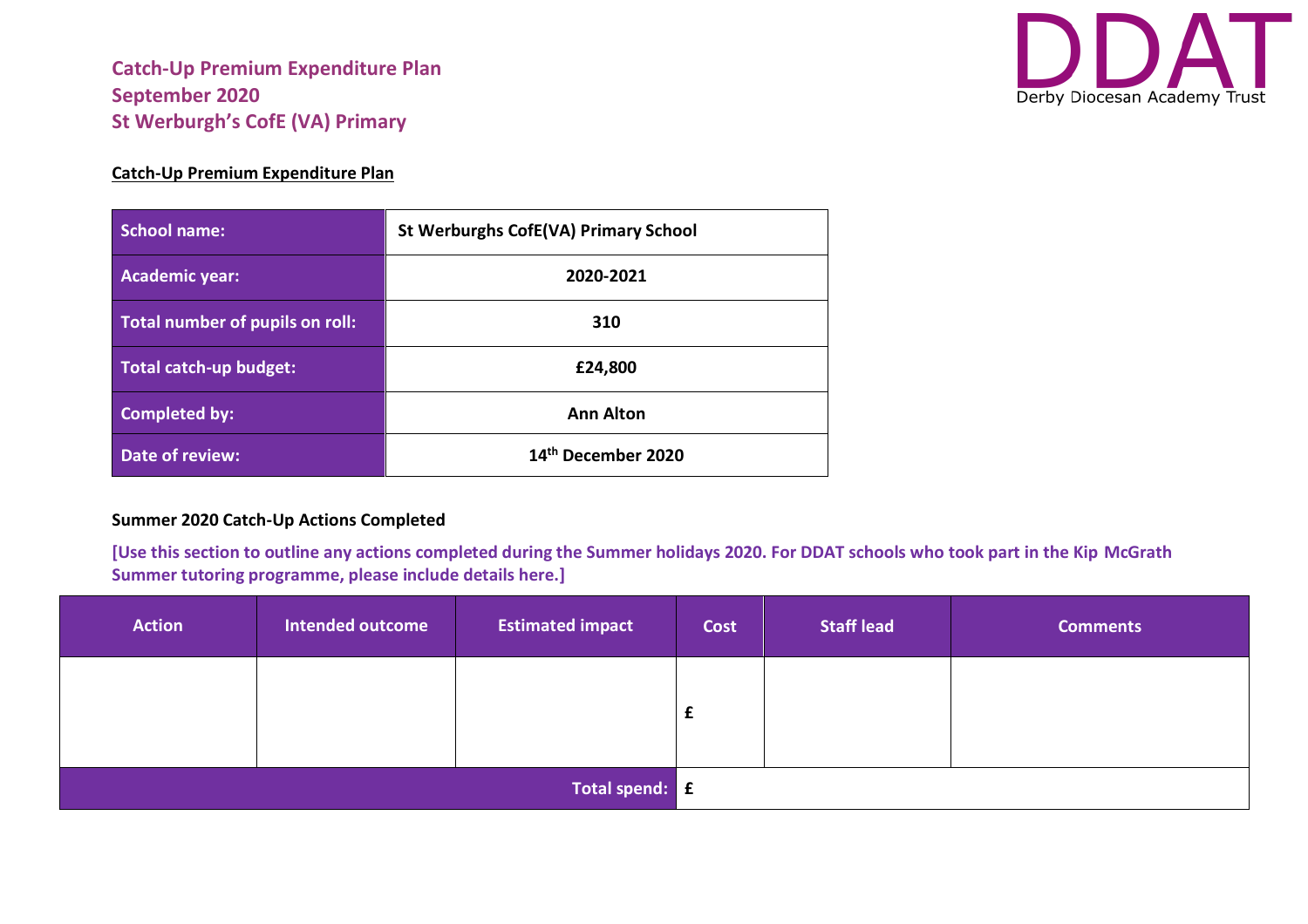# Catch-Up Premium Expenditure Plan
# September 2020
# St Werburgh's CofE (VA) Primary

DDAT
Derby Diocesan Academy Trust

**Catch-Up Premium Expenditure Plan**

| School name: | St Werburghs CofE(VA) Primary School |
|---|---|
| Academic year: | 2020-2021 |
| Total number of pupils on roll: | 310 |
| Total catch-up budget: | £24,800 |
| Completed by: | Ann Alton |
| Date of review: | 14th December 2020 |

**Summer 2020 Catch-Up Actions Completed**

**[Use this section to outline any actions completed during the Summer holidays 2020. For DDAT schools who took part in the Kip McGrath Summer tutoring programme, please include details here.]**

| Action | Intended outcome | Estimated impact | Cost | Staff lead | Comments |
|---|---|---|---|---|---|
| | | | £ | | |
| | | Total spend: | £ | | |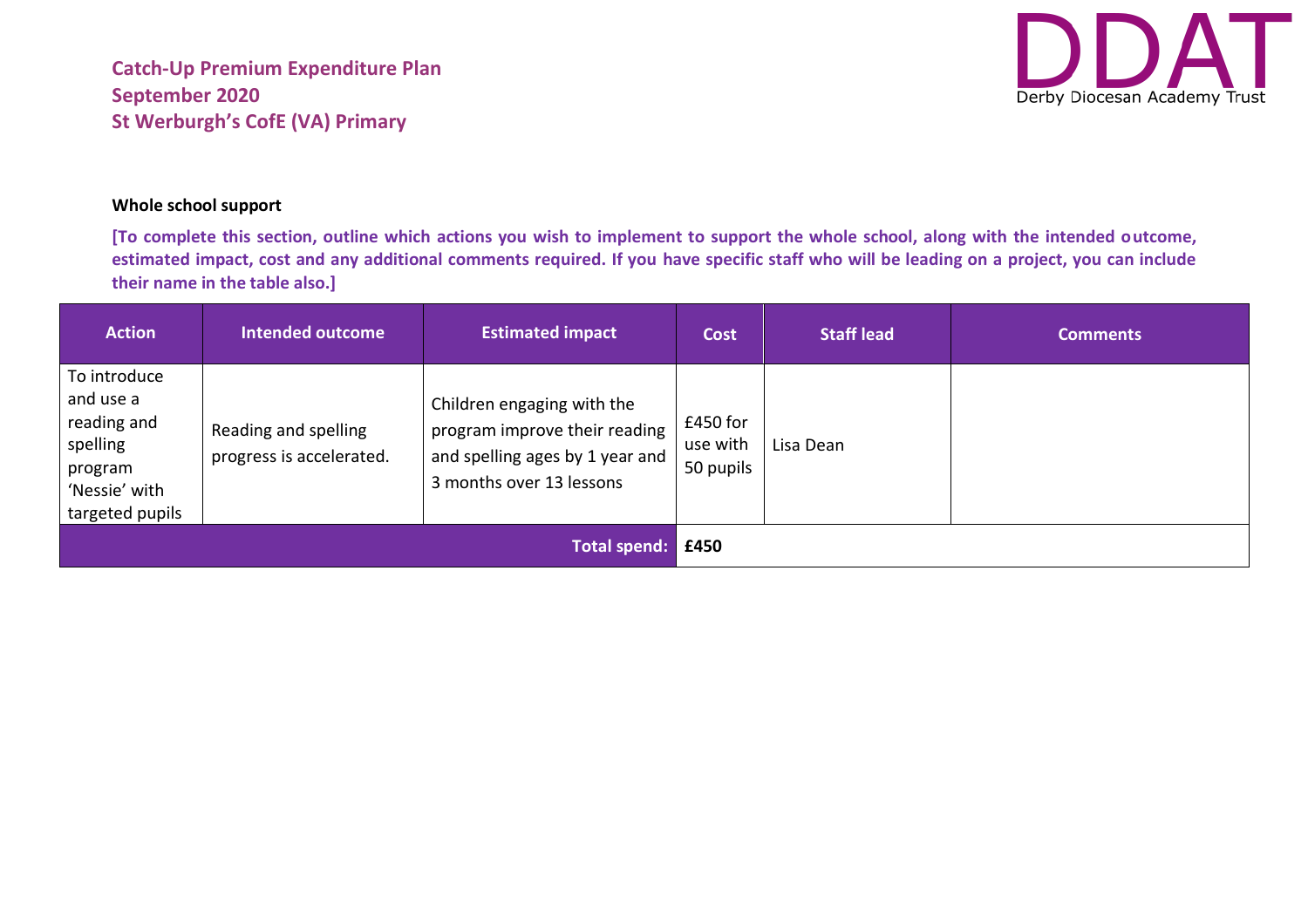**Catch-Up Premium Expenditure Plan**
**September 2020**
**St Werburgh's CofE (VA) Primary**

DDAT
Derby Diocesan Academy Trust

**Whole school support**

**[To complete this section, outline which actions you wish to implement to support the whole school, along with the intended outcome, estimated impact, cost and any additional comments required. If you have specific staff who will be leading on a project, you can include their name in the table also.]**

| Action | Intended outcome | Estimated impact | Cost | Staff lead | Comments |
|---|---|---|---|---|---|
| To introduce and use a reading and spelling program 'Nessie' with targeted pupils | Reading and spelling progress is accelerated. | Children engaging with the program improve their reading and spelling ages by 1 year and 3 months over 13 lessons | £450 for use with 50 pupils | Lisa Dean | |
| | | **Total spend:** | **£450** | | |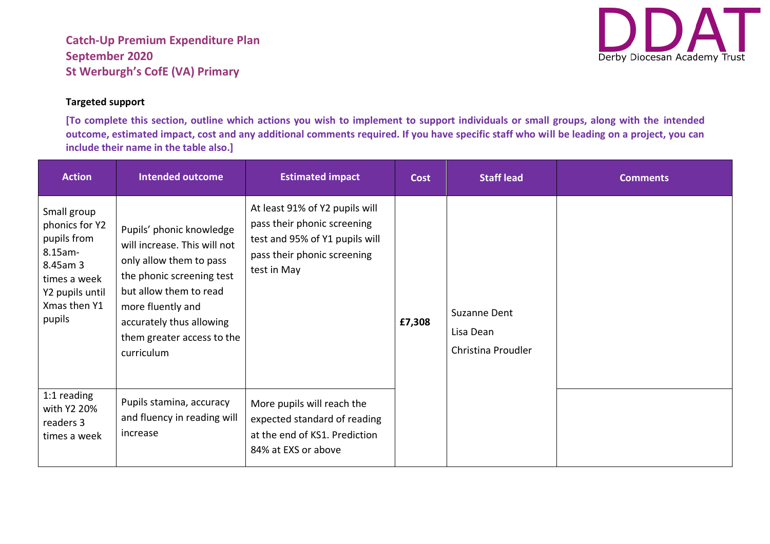**Catch-Up Premium Expenditure Plan**
**September 2020**
**St Werburgh's CofE (VA) Primary**

Derby Diocesan Academy Trust

**Targeted support**

**[To complete this section, outline which actions you wish to implement to support individuals or small groups, along with the intended outcome, estimated impact, cost and any additional comments required. If you have specific staff who will be leading on a project, you can include their name in the table also.]**

| Action | Intended outcome | Estimated impact | Cost | Staff lead | Comments |
|---|---|---|---|---|---|
| Small group phonics for Y2 pupils from 8.15am-8.45am 3 times a week Y2 pupils until Xmas then Y1 pupils | Pupils' phonic knowledge will increase. This will not only allow them to pass the phonic screening test but allow them to read more fluently and accurately thus allowing them greater access to the curriculum | At least 91% of Y2 pupils will pass their phonic screening test and 95% of Y1 pupils will pass their phonic screening test in May | **£7,308** | Suzanne Dent<br>Lisa Dean<br>Christina Proudler | |
| 1:1 reading with Y2 20% readers 3 times a week | Pupils stamina, accuracy and fluency in reading will increase | More pupils will reach the expected standard of reading at the end of KS1. Prediction 84% at EXS or above | | | |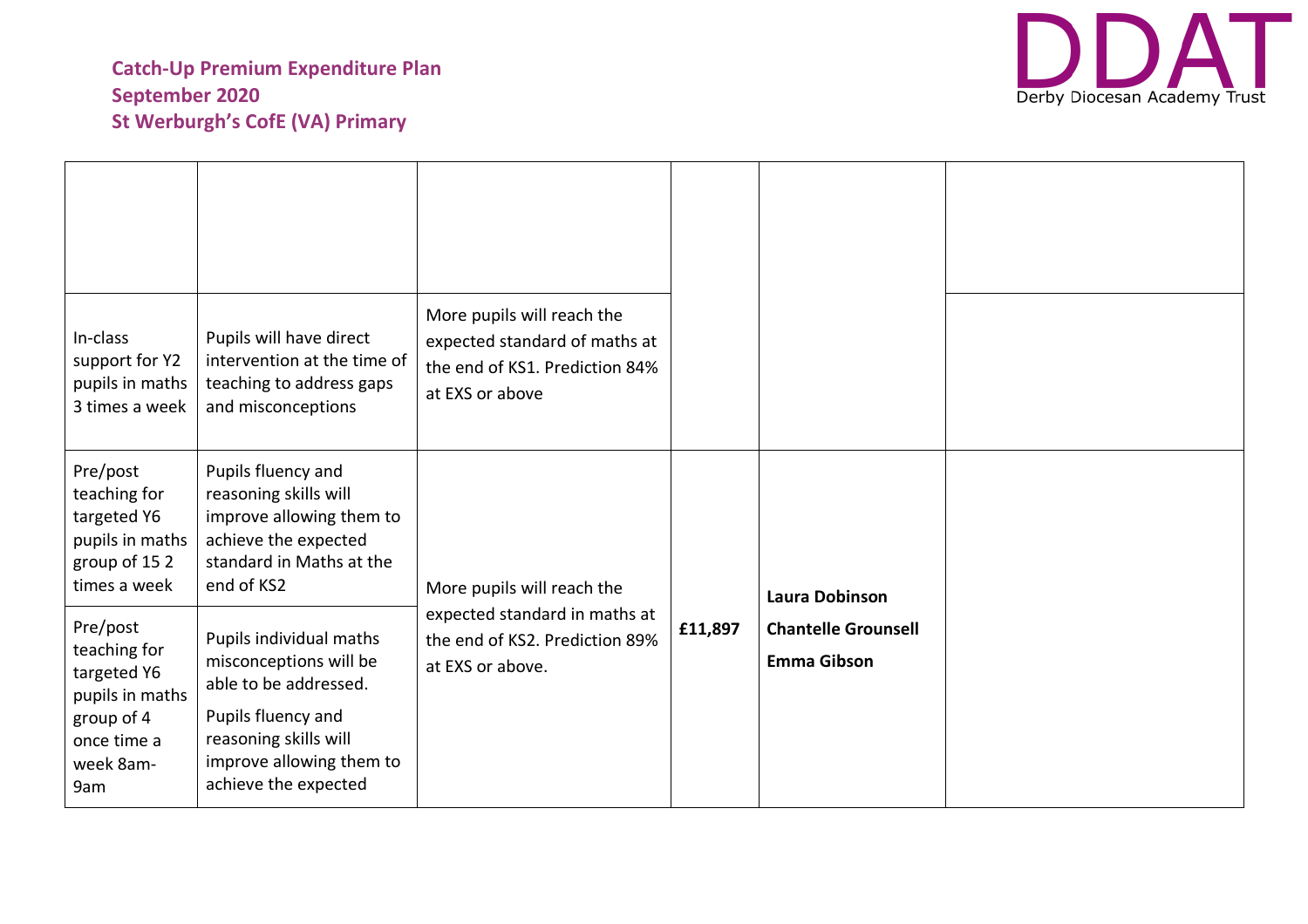**Catch-Up Premium Expenditure Plan**
**September 2020**
**St Werburgh's CofE (VA) Primary**

| | | | | | |
|---|---|---|---|---|---|
| | | | | | |
| In-class support for Y2 pupils in maths 3 times a week | Pupils will have direct intervention at the time of teaching to address gaps and misconceptions | More pupils will reach the expected standard of maths at the end of KS1. Prediction 84% at EXS or above | | | |
| Pre/post teaching for targeted Y6 pupils in maths group of 15 2 times a week | Pupils fluency and reasoning skills will improve allowing them to achieve the expected standard in Maths at the end of KS2 | More pupils will reach the expected standard in maths at the end of KS2. Prediction 89% at EXS or above. | **£11,897** | **Laura Dobinson** **Chantelle Grounsell** **Emma Gibson** | |
| Pre/post teaching for targeted Y6 pupils in maths group of 4 once time a week 8am-9am | Pupils individual maths misconceptions will be able to be addressed. Pupils fluency and reasoning skills will improve allowing them to achieve the expected | | | | |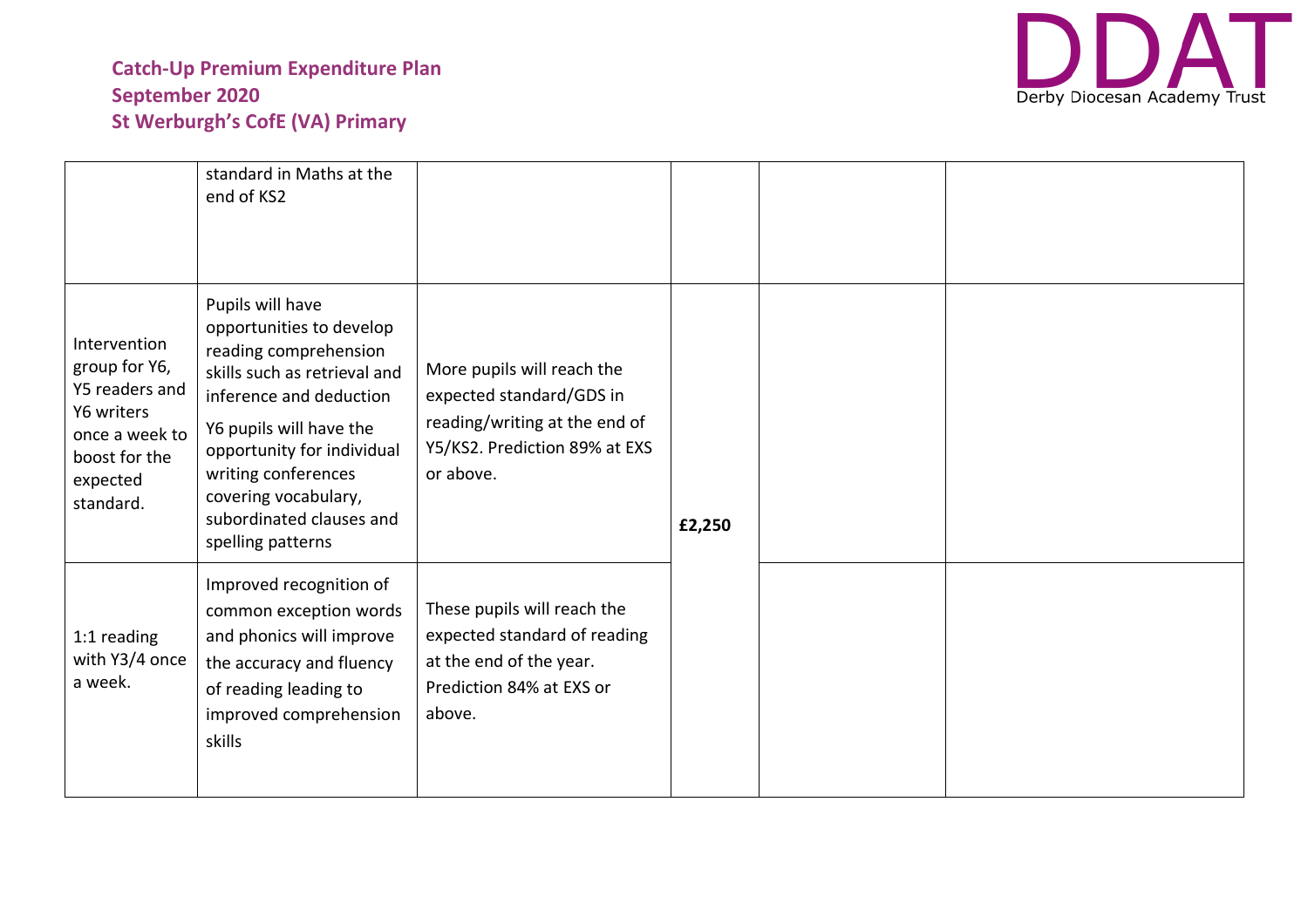**Catch-Up Premium Expenditure Plan**
**September 2020**
**St Werburgh's CofE (VA) Primary**

| | | | | | |
|---|---|---|---|---|---|
| | standard in Maths at the end of KS2 | | | | |
| Intervention group for Y6, Y5 readers and Y6 writers once a week to boost for the expected standard. | Pupils will have opportunities to develop reading comprehension skills such as retrieval and inference and deduction<br><br>Y6 pupils will have the opportunity for individual writing conferences covering vocabulary, subordinated clauses and spelling patterns | More pupils will reach the expected standard/GDS in reading/writing at the end of Y5/KS2. Prediction 89% at EXS or above. | **£2,250** | | |
| 1:1 reading with Y3/4 once a week. | Improved recognition of common exception words and phonics will improve the accuracy and fluency of reading leading to improved comprehension skills | These pupils will reach the expected standard of reading at the end of the year. Prediction 84% at EXS or above. | | | |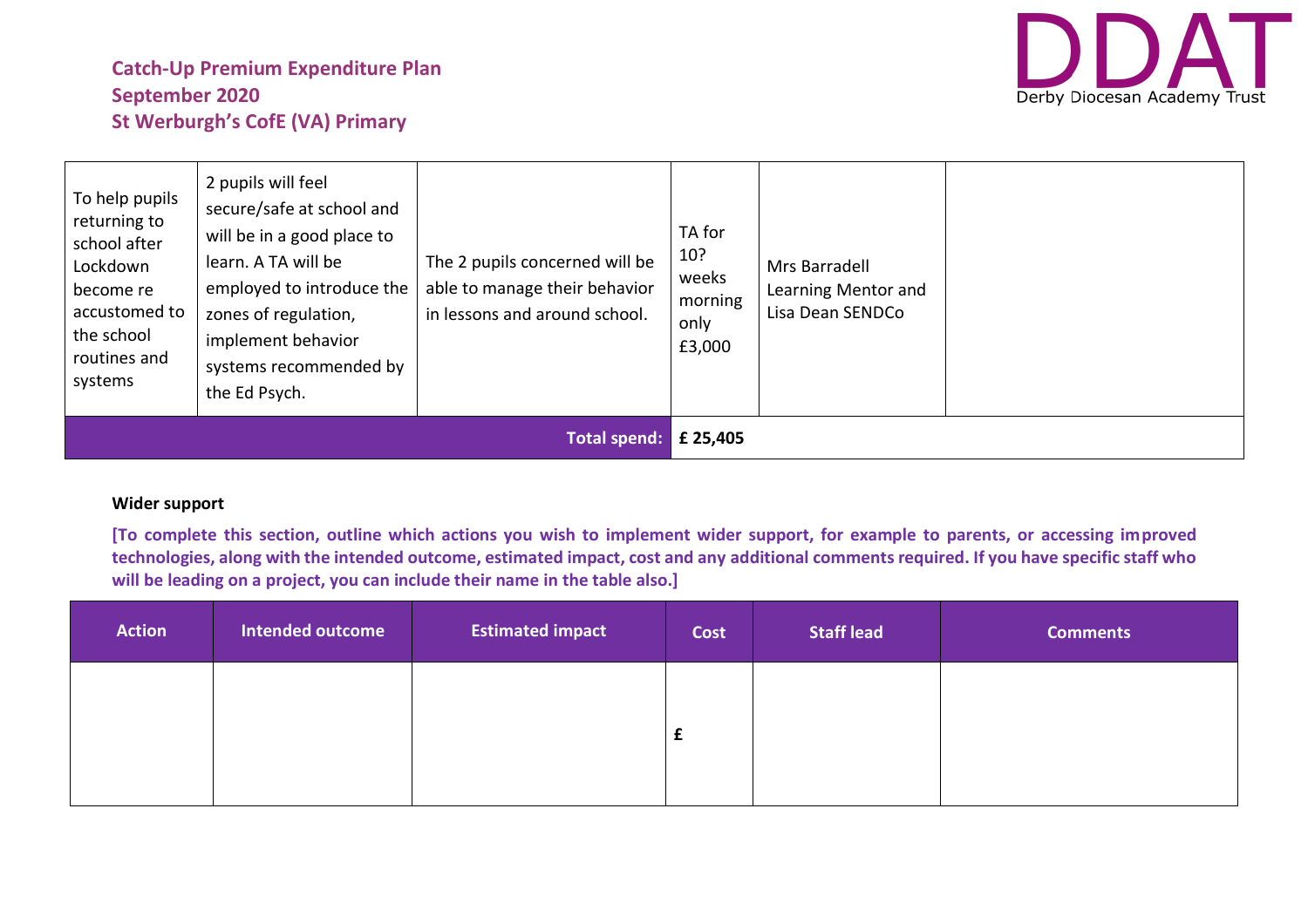**Catch-Up Premium Expenditure Plan**
**September 2020**
**St Werburgh's CofE (VA) Primary**

| | | | | | |
|---|---|---|---|---|---|
| To help pupils returning to school after Lockdown become re accustomed to the school routines and systems | 2 pupils will feel secure/safe at school and will be in a good place to learn. A TA will be employed to introduce the zones of regulation, implement behavior systems recommended by the Ed Psych. | The 2 pupils concerned will be able to manage their behavior in lessons and around school. | TA for 10? weeks morning only £3,000 | Mrs Barradell Learning Mentor and Lisa Dean SENDCo | |
| | | **Total spend:** | **£ 25,405** | | |

**Wider support**

**[To complete this section, outline which actions you wish to implement wider support, for example to parents, or accessing improved technologies, along with the intended outcome, estimated impact, cost and any additional comments required. If you have specific staff who will be leading on a project, you can include their name in the table also.]**

| Action | Intended outcome | Estimated impact | Cost | Staff lead | Comments |
|---|---|---|---|---|---|
| | | | **£** | | |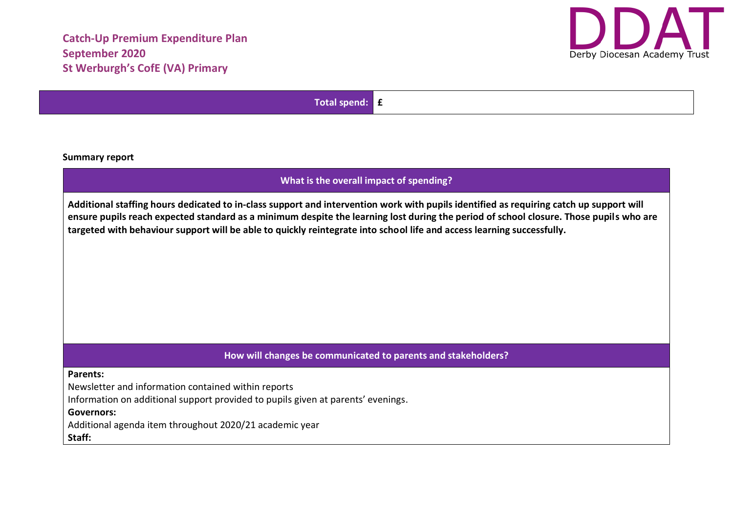**Catch-Up Premium Expenditure Plan**
**September 2020**
**St Werburgh's CofE (VA) Primary**

DDAT
Derby Diocesan Academy Trust

| Total spend: | £ |
|---|---|

**Summary report**

| What is the overall impact of spending? |
|---|
| **Additional staffing hours dedicated to in-class support and intervention work with pupils identified as requiring catch up support will ensure pupils reach expected standard as a minimum despite the learning lost during the period of school closure. Those pupils who are targeted with behaviour support will be able to quickly reintegrate into school life and access learning successfully.** |

| How will changes be communicated to parents and stakeholders? |
|---|
| **Parents:**<br>Newsletter and information contained within reports<br>Information on additional support provided to pupils given at parents' evenings.<br>**Governors:**<br>Additional agenda item throughout 2020/21 academic year<br>**Staff:** |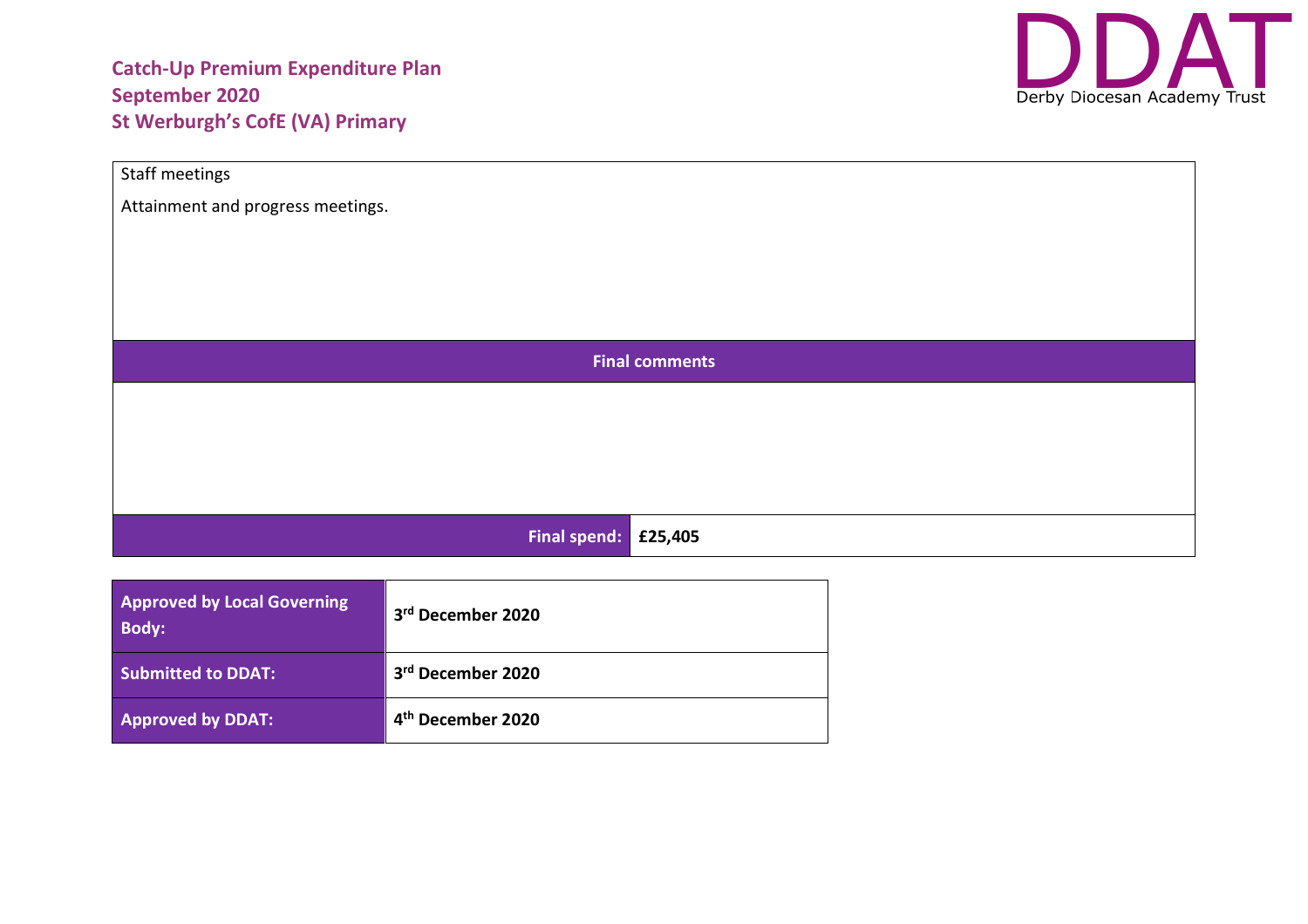Staff meetings

Attainment and progress meetings.

| Final comments | |
| --- | --- |
| | |
| **Final spend:** | **£25,405** |

| | |
| --- | --- |
| **Approved by Local Governing Body:** | **3rd December 2020** |
| **Submitted to DDAT:** | **3rd December 2020** |
| **Approved by DDAT:** | **4th December 2020** |